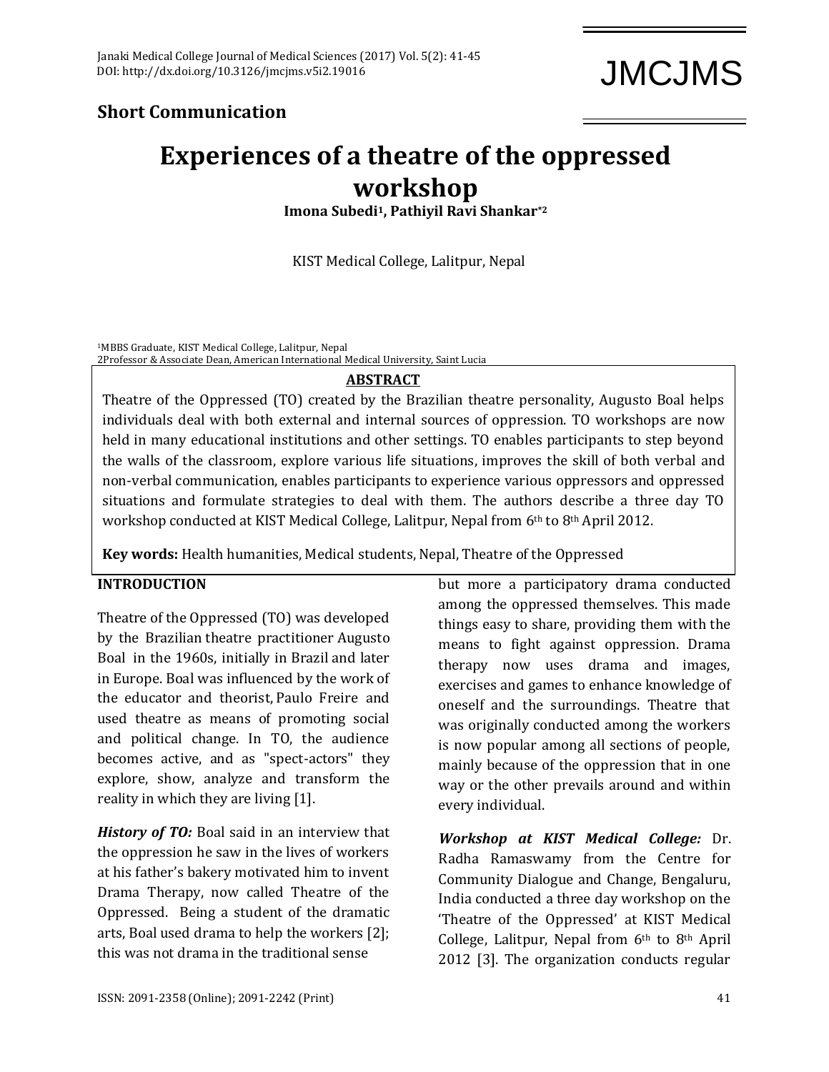## Short Communication

# Experiences of a theatre of the oppressed workshop

**Imona Subedi[1], Pathiyil Ravi Shankar*[2]**

KIST Medical College, Lalitpur, Nepal

[1]MBBS Graduate, KIST Medical College, Lalitpur, Nepal
[2]Professor & Associate Dean, American International Medical University, Saint Lucia

**ABSTRACT**

Theatre of the Oppressed (TO) created by the Brazilian theatre personality, Augusto Boal helps individuals deal with both external and internal sources of oppression. TO workshops are now held in many educational institutions and other settings. TO enables participants to step beyond the walls of the classroom, explore various life situations, improves the skill of both verbal and non-verbal communication, enables participants to experience various oppressors and oppressed situations and formulate strategies to deal with them. The authors describe a three day TO workshop conducted at KIST Medical College, Lalitpur, Nepal from 6th to 8th April 2012.

**Key words:** Health humanities, Medical students, Nepal, Theatre of the Oppressed

## INTRODUCTION

Theatre of the Oppressed (TO) was developed by the Brazilian theatre practitioner Augusto Boal in the 1960s, initially in Brazil and later in Europe. Boal was influenced by the work of the educator and theorist, Paulo Freire and used theatre as means of promoting social and political change. In TO, the audience becomes active, and as "spect-actors" they explore, show, analyze and transform the reality in which they are living [1].

***History of TO:*** Boal said in an interview that the oppression he saw in the lives of workers at his father's bakery motivated him to invent Drama Therapy, now called Theatre of the Oppressed. Being a student of the dramatic arts, Boal used drama to help the workers [2]; this was not drama in the traditional sense but more a participatory drama conducted among the oppressed themselves. This made things easy to share, providing them with the means to fight against oppression. Drama therapy now uses drama and images, exercises and games to enhance knowledge of oneself and the surroundings. Theatre that was originally conducted among the workers is now popular among all sections of people, mainly because of the oppression that in one way or the other prevails around and within every individual.

***Workshop at KIST Medical College:*** Dr. Radha Ramaswamy from the Centre for Community Dialogue and Change, Bengaluru, India conducted a three day workshop on the 'Theatre of the Oppressed' at KIST Medical College, Lalitpur, Nepal from 6th to 8th April 2012 [3]. The organization conducts regular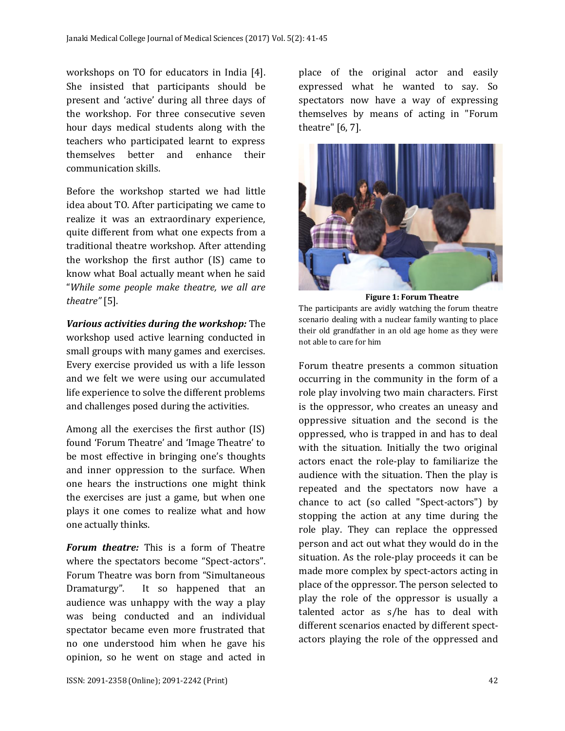workshops on TO for educators in India [4]. She insisted that participants should be present and 'active' during all three days of the workshop. For three consecutive seven hour days medical students along with the teachers who participated learnt to express themselves better and enhance their communication skills.

Before the workshop started we had little idea about TO. After participating we came to realize it was an extraordinary experience, quite different from what one expects from a traditional theatre workshop. After attending the workshop the first author (IS) came to know what Boal actually meant when he said "*While some people make theatre, we all are theatre"* [5].

***Various activities during the workshop:*** The workshop used active learning conducted in small groups with many games and exercises. Every exercise provided us with a life lesson and we felt we were using our accumulated life experience to solve the different problems and challenges posed during the activities.

Among all the exercises the first author (IS) found 'Forum Theatre' and 'Image Theatre' to be most effective in bringing one's thoughts and inner oppression to the surface. When one hears the instructions one might think the exercises are just a game, but when one plays it one comes to realize what and how one actually thinks.

***Forum theatre:*** This is a form of Theatre where the spectators become "Spect-actors". Forum Theatre was born from "Simultaneous Dramaturgy". It so happened that an audience was unhappy with the way a play was being conducted and an individual spectator became even more frustrated that no one understood him when he gave his opinion, so he went on stage and acted in place of the original actor and easily expressed what he wanted to say. So spectators now have a way of expressing themselves by means of acting in "Forum theatre" [6, 7].

**Figure 1: Forum Theatre**

The participants are avidly watching the forum theatre scenario dealing with a nuclear family wanting to place their old grandfather in an old age home as they were not able to care for him

Forum theatre presents a common situation occurring in the community in the form of a role play involving two main characters. First is the oppressor, who creates an uneasy and oppressive situation and the second is the oppressed, who is trapped in and has to deal with the situation. Initially the two original actors enact the role-play to familiarize the audience with the situation. Then the play is repeated and the spectators now have a chance to act (so called "Spect-actors") by stopping the action at any time during the role play. They can replace the oppressed person and act out what they would do in the situation. As the role-play proceeds it can be made more complex by spect-actors acting in place of the oppressor. The person selected to play the role of the oppressor is usually a talented actor as s/he has to deal with different scenarios enacted by different spect-actors playing the role of the oppressed and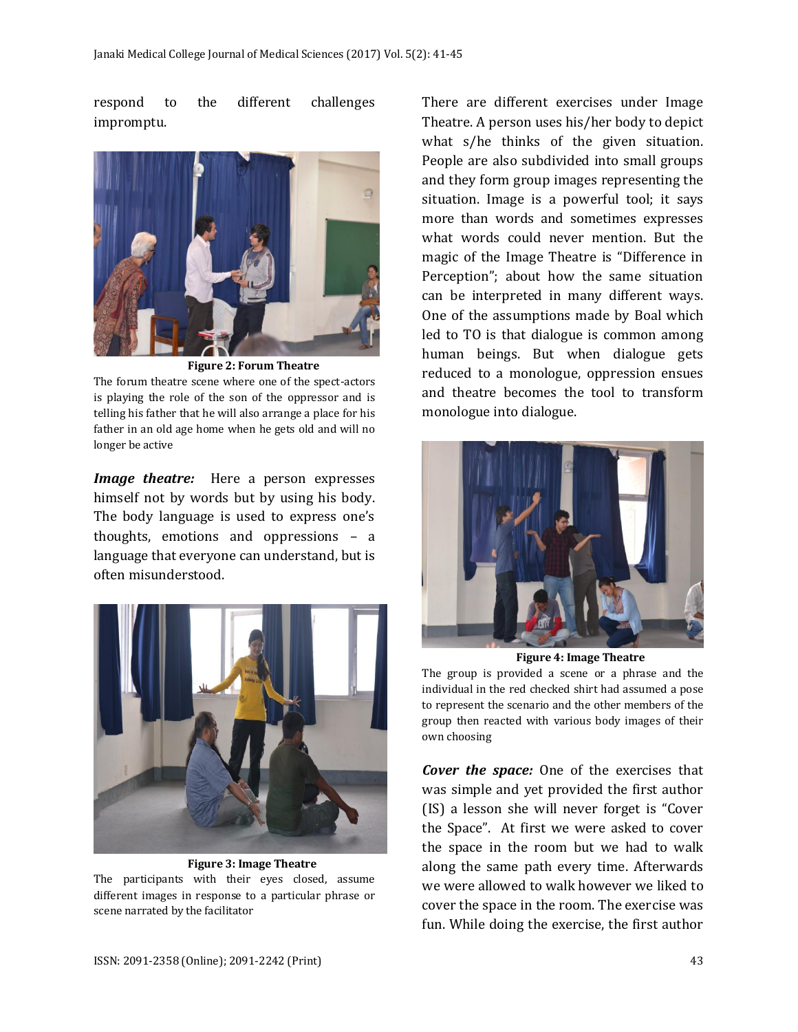respond to the different challenges impromptu.

**Figure 2: Forum Theatre**

The forum theatre scene where one of the spect-actors is playing the role of the son of the oppressor and is telling his father that he will also arrange a place for his father in an old age home when he gets old and will no longer be active

***Image theatre:*** Here a person expresses himself not by words but by using his body. The body language is used to express one's thoughts, emotions and oppressions – a language that everyone can understand, but is often misunderstood.

**Figure 3: Image Theatre**

The participants with their eyes closed, assume different images in response to a particular phrase or scene narrated by the facilitator

There are different exercises under Image Theatre. A person uses his/her body to depict what s/he thinks of the given situation. People are also subdivided into small groups and they form group images representing the situation. Image is a powerful tool; it says more than words and sometimes expresses what words could never mention. But the magic of the Image Theatre is "Difference in Perception"; about how the same situation can be interpreted in many different ways. One of the assumptions made by Boal which led to TO is that dialogue is common among human beings. But when dialogue gets reduced to a monologue, oppression ensues and theatre becomes the tool to transform monologue into dialogue.

**Figure 4: Image Theatre**

The group is provided a scene or a phrase and the individual in the red checked shirt had assumed a pose to represent the scenario and the other members of the group then reacted with various body images of their own choosing

***Cover the space:*** One of the exercises that was simple and yet provided the first author (IS) a lesson she will never forget is "Cover the Space". At first we were asked to cover the space in the room but we had to walk along the same path every time. Afterwards we were allowed to walk however we liked to cover the space in the room. The exercise was fun. While doing the exercise, the first author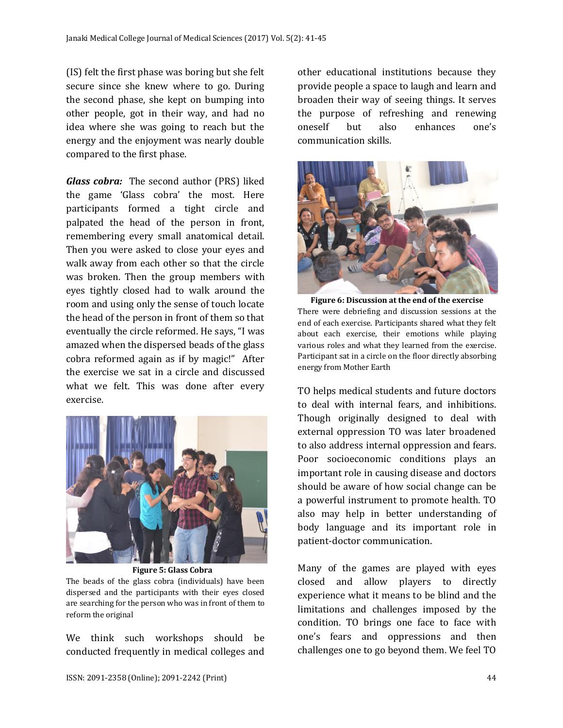(IS) felt the first phase was boring but she felt secure since she knew where to go. During the second phase, she kept on bumping into other people, got in their way, and had no idea where she was going to reach but the energy and the enjoyment was nearly double compared to the first phase.

***Glass cobra:*** The second author (PRS) liked the game 'Glass cobra' the most. Here participants formed a tight circle and palpated the head of the person in front, remembering every small anatomical detail. Then you were asked to close your eyes and walk away from each other so that the circle was broken. Then the group members with eyes tightly closed had to walk around the room and using only the sense of touch locate the head of the person in front of them so that eventually the circle reformed. He says, "I was amazed when the dispersed beads of the glass cobra reformed again as if by magic!" After the exercise we sat in a circle and discussed what we felt. This was done after every exercise.

**Figure 5: Glass Cobra**

The beads of the glass cobra (individuals) have been dispersed and the participants with their eyes closed are searching for the person who was in front of them to reform the original

We think such workshops should be conducted frequently in medical colleges and other educational institutions because they provide people a space to laugh and learn and broaden their way of seeing things. It serves the purpose of refreshing and renewing oneself but also enhances one's communication skills.

**Figure 6: Discussion at the end of the exercise**

There were debriefing and discussion sessions at the end of each exercise. Participants shared what they felt about each exercise, their emotions while playing various roles and what they learned from the exercise. Participant sat in a circle on the floor directly absorbing energy from Mother Earth

TO helps medical students and future doctors to deal with internal fears, and inhibitions. Though originally designed to deal with external oppression TO was later broadened to also address internal oppression and fears. Poor socioeconomic conditions plays an important role in causing disease and doctors should be aware of how social change can be a powerful instrument to promote health. TO also may help in better understanding of body language and its important role in patient-doctor communication.

Many of the games are played with eyes closed and allow players to directly experience what it means to be blind and the limitations and challenges imposed by the condition. TO brings one face to face with one's fears and oppressions and then challenges one to go beyond them. We feel TO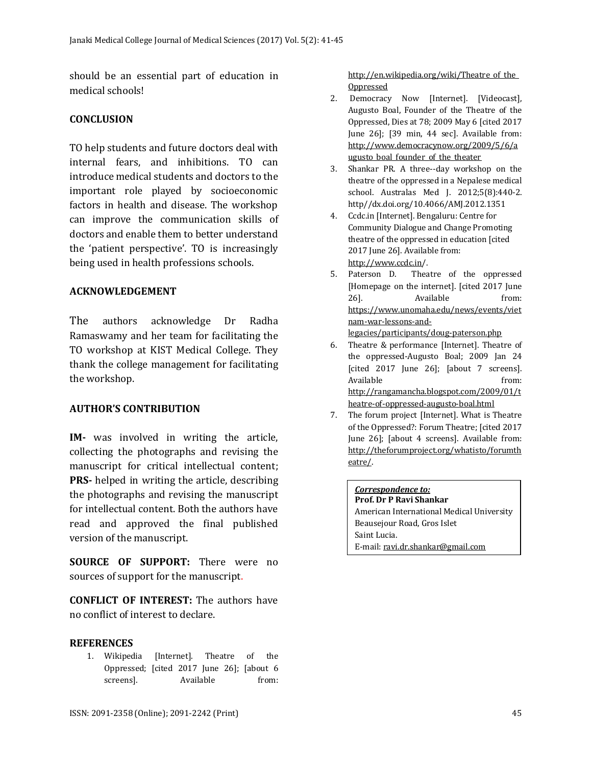should be an essential part of education in medical schools!

## CONCLUSION

TO help students and future doctors deal with internal fears, and inhibitions. TO can introduce medical students and doctors to the important role played by socioeconomic factors in health and disease. The workshop can improve the communication skills of doctors and enable them to better understand the 'patient perspective'. TO is increasingly being used in health professions schools.

## ACKNOWLEDGEMENT

The authors acknowledge Dr Radha Ramaswamy and her team for facilitating the TO workshop at KIST Medical College. They thank the college management for facilitating the workshop.

## AUTHOR'S CONTRIBUTION

**IM-** was involved in writing the article, collecting the photographs and revising the manuscript for critical intellectual content; **PRS-** helped in writing the article, describing the photographs and revising the manuscript for intellectual content. Both the authors have read and approved the final published version of the manuscript.

**SOURCE OF SUPPORT:** There were no sources of support for the manuscript.

**CONFLICT OF INTEREST:** The authors have no conflict of interest to declare.

## REFERENCES

1. Wikipedia [Internet]. Theatre of the Oppressed; [cited 2017 June 26]; [about 6 screens]. Available from: http://en.wikipedia.org/wiki/Theatre_of_the_Oppressed
2. Democracy Now [Internet]. [Videocast], Augusto Boal, Founder of the Theatre of the Oppressed, Dies at 78; 2009 May 6 [cited 2017 June 26]; [39 min, 44 sec]. Available from: http://www.democracynow.org/2009/5/6/augusto_boal_founder_of_the_theater
3. Shankar PR. A three--day workshop on the theatre of the oppressed in a Nepalese medical school. Australas Med J. 2012;5(8):440-2. http//dx.doi.org/10.4066/AMJ.2012.1351
4. Ccdc.in [Internet]. Bengaluru: Centre for Community Dialogue and Change Promoting theatre of the oppressed in education [cited 2017 June 26]. Available from: http://www.ccdc.in/.
5. Paterson D. Theatre of the oppressed [Homepage on the internet]. [cited 2017 June 26]. Available from: https://www.unomaha.edu/news/events/vietnam-war-lessons-and-legacies/participants/doug-paterson.php
6. Theatre & performance [Internet]. Theatre of the oppressed-Augusto Boal; 2009 Jan 24 [cited 2017 June 26]; [about 7 screens]. Available from: http://rangamancha.blogspot.com/2009/01/theatre-of-oppressed-augusto-boal.html
7. The forum project [Internet]. What is Theatre of the Oppressed?: Forum Theatre; [cited 2017 June 26]; [about 4 screens]. Available from: http://theforumproject.org/whatisto/forumtheatre/.

***Correspondence to:***
**Prof. Dr P Ravi Shankar**
American International Medical University
Beausejour Road, Gros Islet
Saint Lucia.
E-mail: ravi.dr.shankar@gmail.com